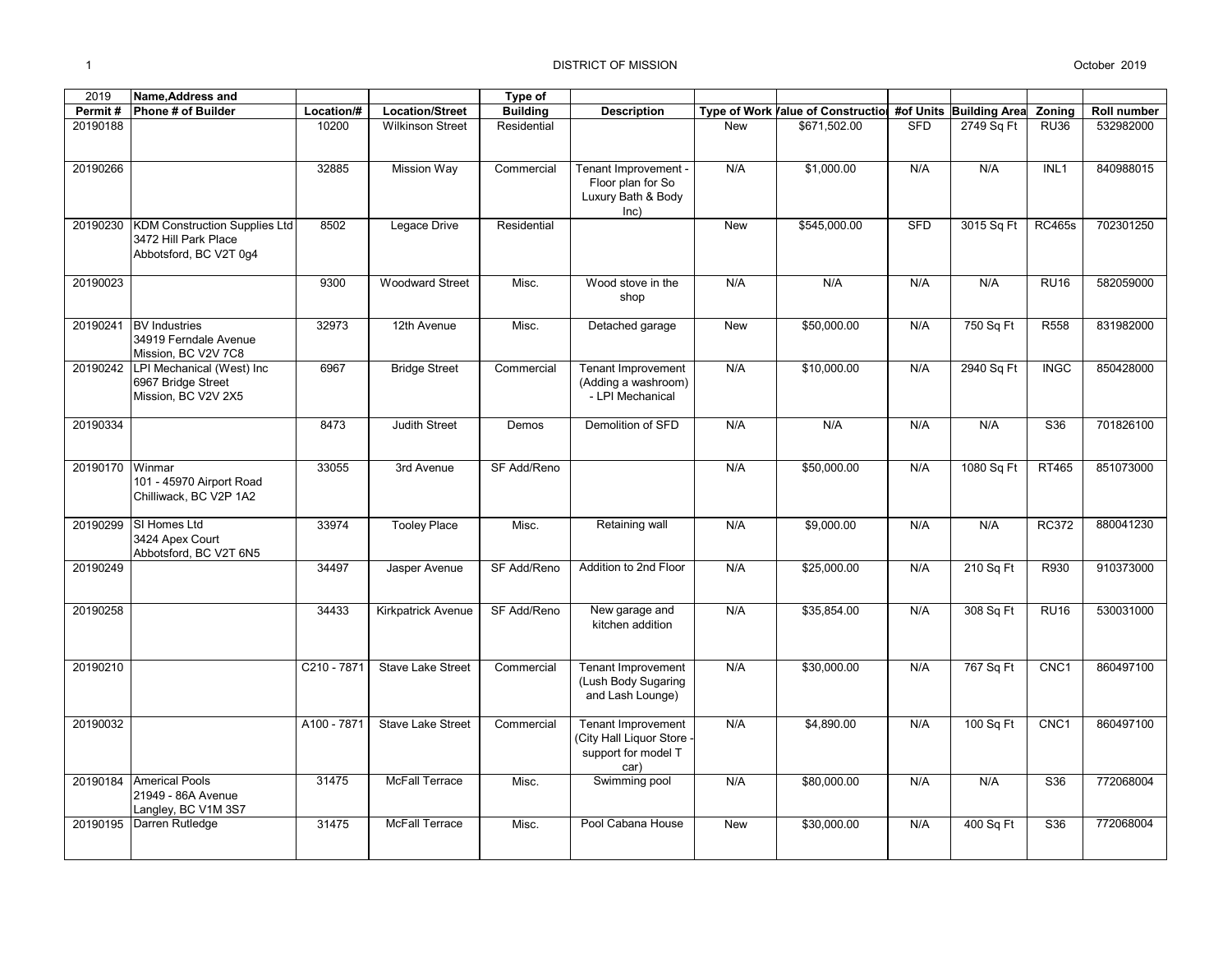DISTRICT OF MISSION

October 2019

| 2019 Permit # | Name,Address and Phone # of Builder | Location/# | Location/Street | Type of Building | Description | Type of Work | Value of Construction | #of Units | Building Area | Zoning | Roll number |
|---|---|---|---|---|---|---|---|---|---|---|---|
| 20190188 | | 10200 | Wilkinson Street | Residential | | New | $671,502.00 | SFD | 2749 Sq Ft | RU36 | 532982000 |
| 20190266 | | 32885 | Mission Way | Commercial | Tenant Improvement - Floor plan for So Luxury Bath & Body Inc) | N/A | $1,000.00 | N/A | N/A | INL1 | 840988015 |
| 20190230 | KDM Construction Supplies Ltd 3472 Hill Park Place Abbotsford, BC V2T 0g4 | 8502 | Legace Drive | Residential | | New | $545,000.00 | SFD | 3015 Sq Ft | RC465s | 702301250 |
| 20190023 | | 9300 | Woodward Street | Misc. | Wood stove in the shop | N/A | N/A | N/A | N/A | RU16 | 582059000 |
| 20190241 | BV Industries 34919 Ferndale Avenue Mission, BC V2V 7C8 | 32973 | 12th Avenue | Misc. | Detached garage | New | $50,000.00 | N/A | 750 Sq Ft | R558 | 831982000 |
| 20190242 | LPI Mechanical (West) Inc 6967 Bridge Street Mission, BC V2V 2X5 | 6967 | Bridge Street | Commercial | Tenant Improvement (Adding a washroom) - LPI Mechanical | N/A | $10,000.00 | N/A | 2940 Sq Ft | INGC | 850428000 |
| 20190334 | | 8473 | Judith Street | Demos | Demolition of SFD | N/A | N/A | N/A | N/A | S36 | 701826100 |
| 20190170 | Winmar 101 - 45970 Airport Road Chilliwack, BC V2P 1A2 | 33055 | 3rd Avenue | SF Add/Reno | | N/A | $50,000.00 | N/A | 1080 Sq Ft | RT465 | 851073000 |
| 20190299 | SI Homes Ltd 3424 Apex Court Abbotsford, BC V2T 6N5 | 33974 | Tooley Place | Misc. | Retaining wall | N/A | $9,000.00 | N/A | N/A | RC372 | 880041230 |
| 20190249 | | 34497 | Jasper Avenue | SF Add/Reno | Addition to 2nd Floor | N/A | $25,000.00 | N/A | 210 Sq Ft | R930 | 910373000 |
| 20190258 | | 34433 | Kirkpatrick Avenue | SF Add/Reno | New garage and kitchen addition | N/A | $35,854.00 | N/A | 308 Sq Ft | RU16 | 530031000 |
| 20190210 | | C210 - 7871 | Stave Lake Street | Commercial | Tenant Improvement (Lush Body Sugaring and Lash Lounge) | N/A | $30,000.00 | N/A | 767 Sq Ft | CNC1 | 860497100 |
| 20190032 | | A100 - 7871 | Stave Lake Street | Commercial | Tenant Improvement (City Hall Liquor Store - support for model T car) | N/A | $4,890.00 | N/A | 100 Sq Ft | CNC1 | 860497100 |
| 20190184 | Americal Pools 21949 - 86A Avenue Langley, BC V1M 3S7 | 31475 | McFall Terrace | Misc. | Swimming pool | N/A | $80,000.00 | N/A | N/A | S36 | 772068004 |
| 20190195 | Darren Rutledge | 31475 | McFall Terrace | Misc. | Pool Cabana House | New | $30,000.00 | N/A | 400 Sq Ft | S36 | 772068004 |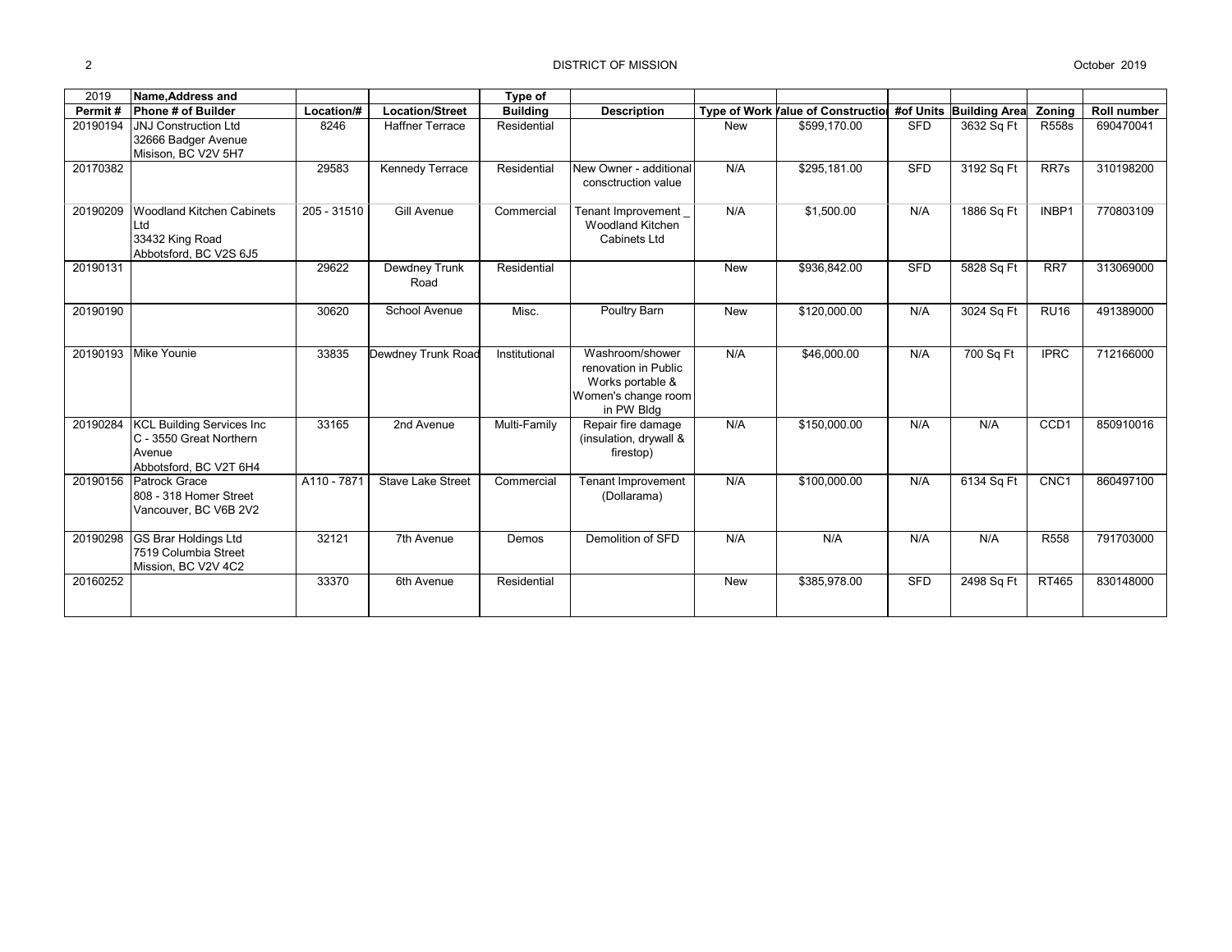| 2019 | Name,Address and | | | Type of | | | | | | | |
|---|---|---|---|---|---|---|---|---|---|---|---|
| Permit # | Phone # of Builder | Location/# | Location/Street | Building | Description | Type of Work | Value of Construction | #of Units | Building Area | Zoning | Roll number |
| 20190194 | JNJ Construction Ltd 32666 Badger Avenue Misison, BC V2V 5H7 | 8246 | Haffner Terrace | Residential | | New | $599,170.00 | SFD | 3632 Sq Ft | R558s | 690470041 |
| 20170382 | | 29583 | Kennedy Terrace | Residential | New Owner - additional consctruction value | N/A | $295,181.00 | SFD | 3192 Sq Ft | RR7s | 310198200 |
| 20190209 | Woodland Kitchen Cabinets Ltd 33432 King Road Abbotsford, BC V2S 6J5 | 205 - 31510 | Gill Avenue | Commercial | Tenant Improvement _ Woodland Kitchen Cabinets Ltd | N/A | $1,500.00 | N/A | 1886 Sq Ft | INBP1 | 770803109 |
| 20190131 | | 29622 | Dewdney Trunk Road | Residential | | New | $936,842.00 | SFD | 5828 Sq Ft | RR7 | 313069000 |
| 20190190 | | 30620 | School Avenue | Misc. | Poultry Barn | New | $120,000.00 | N/A | 3024 Sq Ft | RU16 | 491389000 |
| 20190193 | Mike Younie | 33835 | Dewdney Trunk Road | Institutional | Washroom/shower renovation in Public Works portable & Women's change room in PW Bldg | N/A | $46,000.00 | N/A | 700 Sq Ft | IPRC | 712166000 |
| 20190284 | KCL Building Services Inc C - 3550 Great Northern Avenue Abbotsford, BC V2T 6H4 | 33165 | 2nd Avenue | Multi-Family | Repair fire damage (insulation, drywall & firestop) | N/A | $150,000.00 | N/A | N/A | CCD1 | 850910016 |
| 20190156 | Patrock Grace 808 - 318 Homer Street Vancouver, BC V6B 2V2 | A110 - 7871 | Stave Lake Street | Commercial | Tenant Improvement (Dollarama) | N/A | $100,000.00 | N/A | 6134 Sq Ft | CNC1 | 860497100 |
| 20190298 | GS Brar Holdings Ltd 7519 Columbia Street Mission, BC V2V 4C2 | 32121 | 7th Avenue | Demos | Demolition of SFD | N/A | N/A | N/A | N/A | R558 | 791703000 |
| 20160252 | | 33370 | 6th Avenue | Residential | | New | $385,978.00 | SFD | 2498 Sq Ft | RT465 | 830148000 |